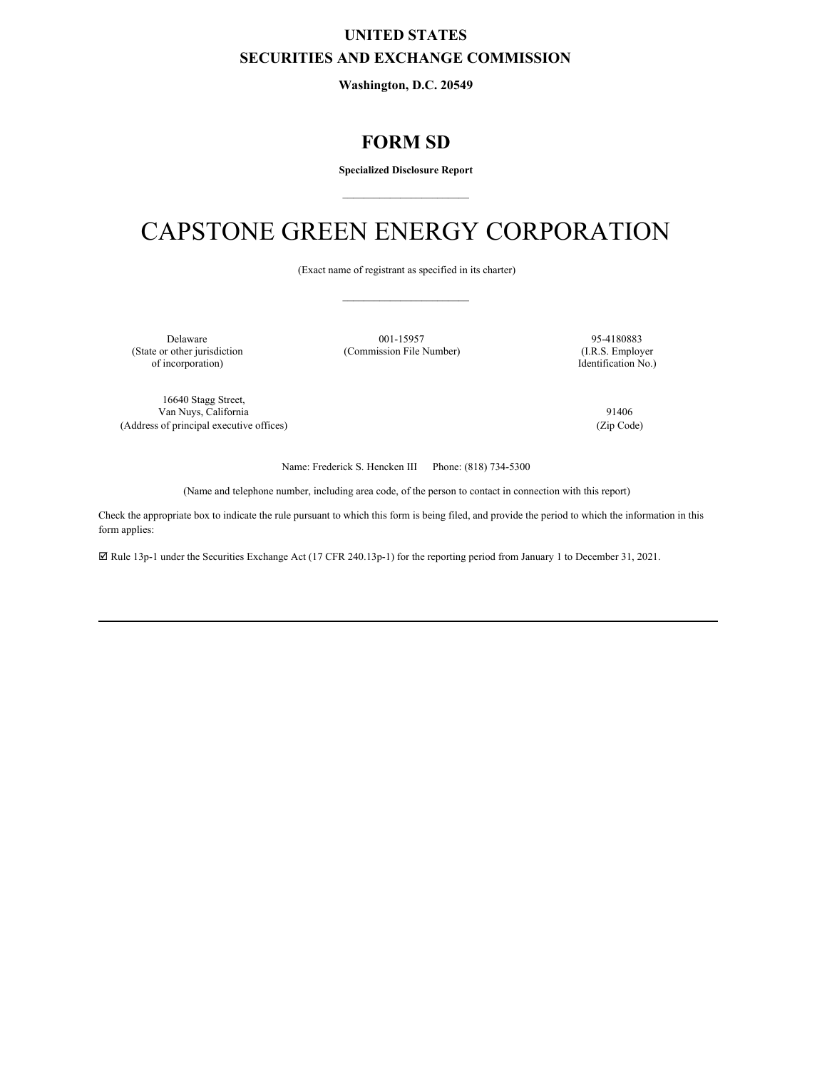# UNITED STATES
# SECURITIES AND EXCHANGE COMMISSION

**Washington, D.C. 20549**

## FORM SD

**Specialized Disclosure Report**

---

# CAPSTONE GREEN ENERGY CORPORATION

(Exact name of registrant as specified in its charter)

---

| Delaware | 001-15957 | 95-4180883 |
|---|---|---|
| (State or other jurisdiction of incorporation) | (Commission File Number) | (I.R.S. Employer Identification No.) |

| 16640 Stagg Street, Van Nuys, California | 91406 |
|---|---|
| (Address of principal executive offices) | (Zip Code) |

Name: Frederick S. Hencken III Phone: (818) 734-5300

(Name and telephone number, including area code, of the person to contact in connection with this report)

Check the appropriate box to indicate the rule pursuant to which this form is being filed, and provide the period to which the information in this form applies:

☑ Rule 13p-1 under the Securities Exchange Act (17 CFR 240.13p-1) for the reporting period from January 1 to December 31, 2021.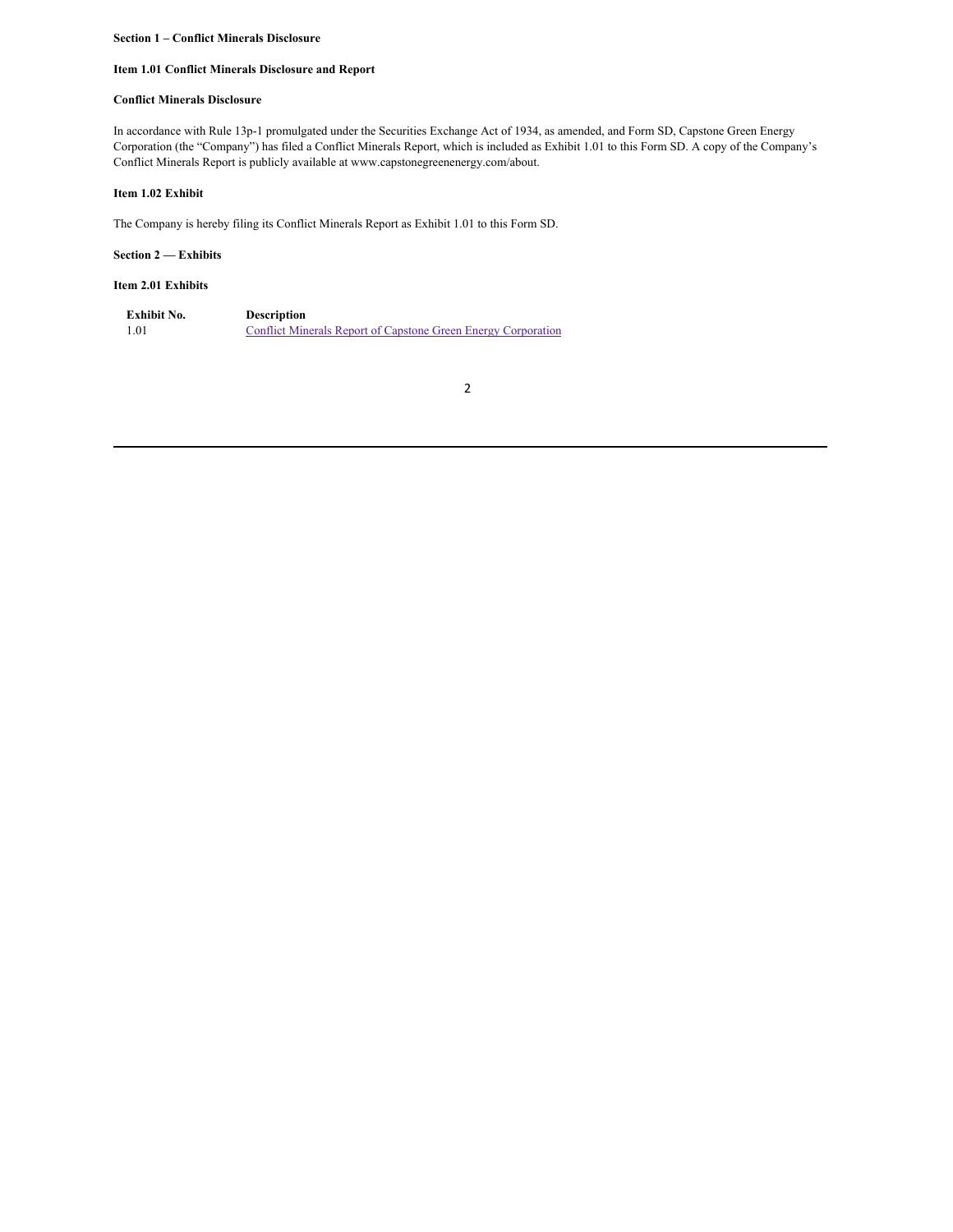**Section 1 – Conflict Minerals Disclosure**

**Item 1.01 Conflict Minerals Disclosure and Report**

**Conflict Minerals Disclosure**

In accordance with Rule 13p-1 promulgated under the Securities Exchange Act of 1934, as amended, and Form SD, Capstone Green Energy Corporation (the "Company") has filed a Conflict Minerals Report, which is included as Exhibit 1.01 to this Form SD. A copy of the Company's Conflict Minerals Report is publicly available at www.capstonegreenenergy.com/about.

**Item 1.02 Exhibit**

The Company is hereby filing its Conflict Minerals Report as Exhibit 1.01 to this Form SD.

**Section 2 — Exhibits**

**Item 2.01 Exhibits**

| Exhibit No. | Description |
|---|---|
| 1.01 | Conflict Minerals Report of Capstone Green Energy Corporation |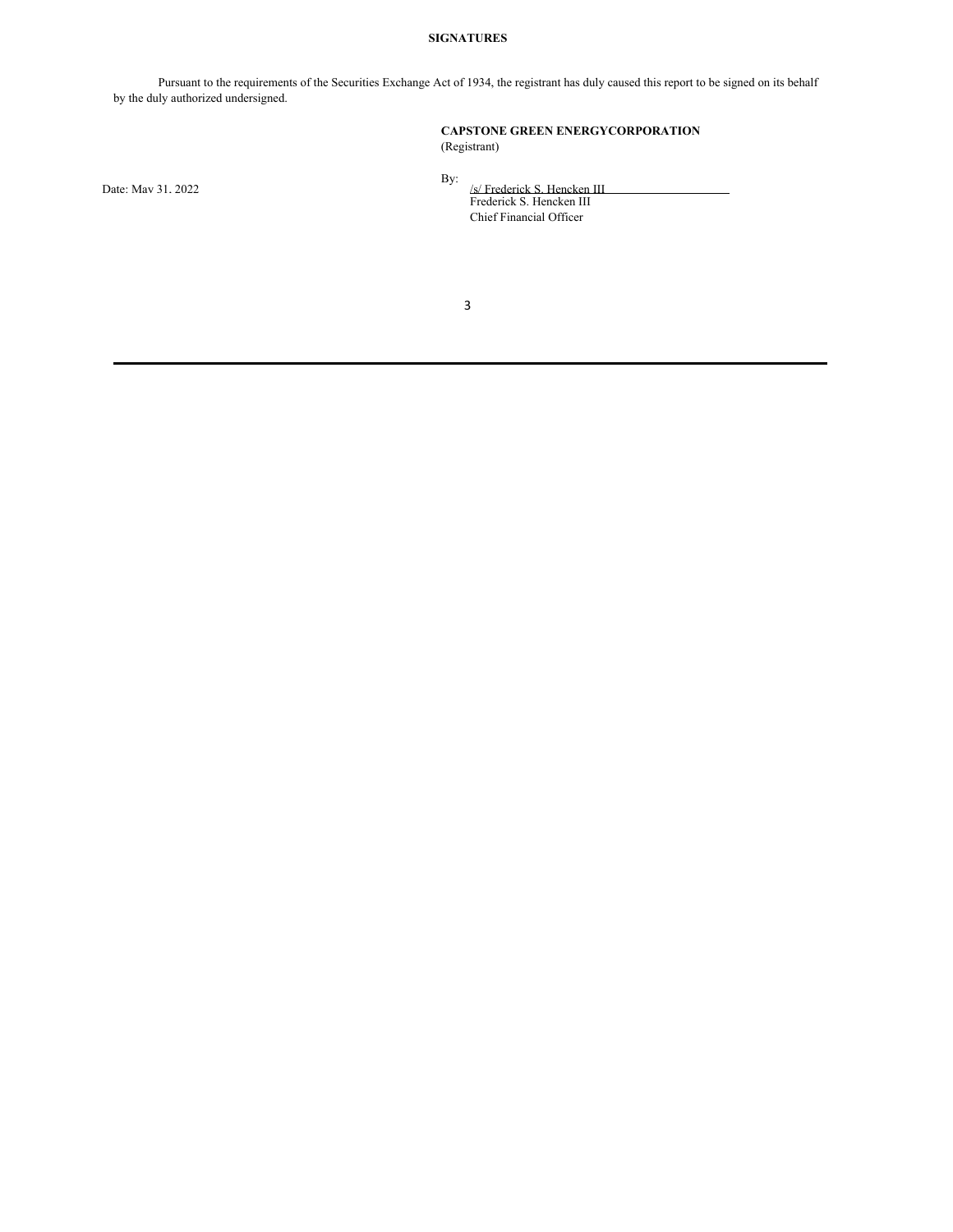**SIGNATURES**

Pursuant to the requirements of the Securities Exchange Act of 1934, the registrant has duly caused this report to be signed on its behalf by the duly authorized undersigned.

**CAPSTONE GREEN ENERGYCORPORATION**
(Registrant)

Date: May 31, 2022

By: /s/ Frederick S. Hencken III
Frederick S. Hencken III
Chief Financial Officer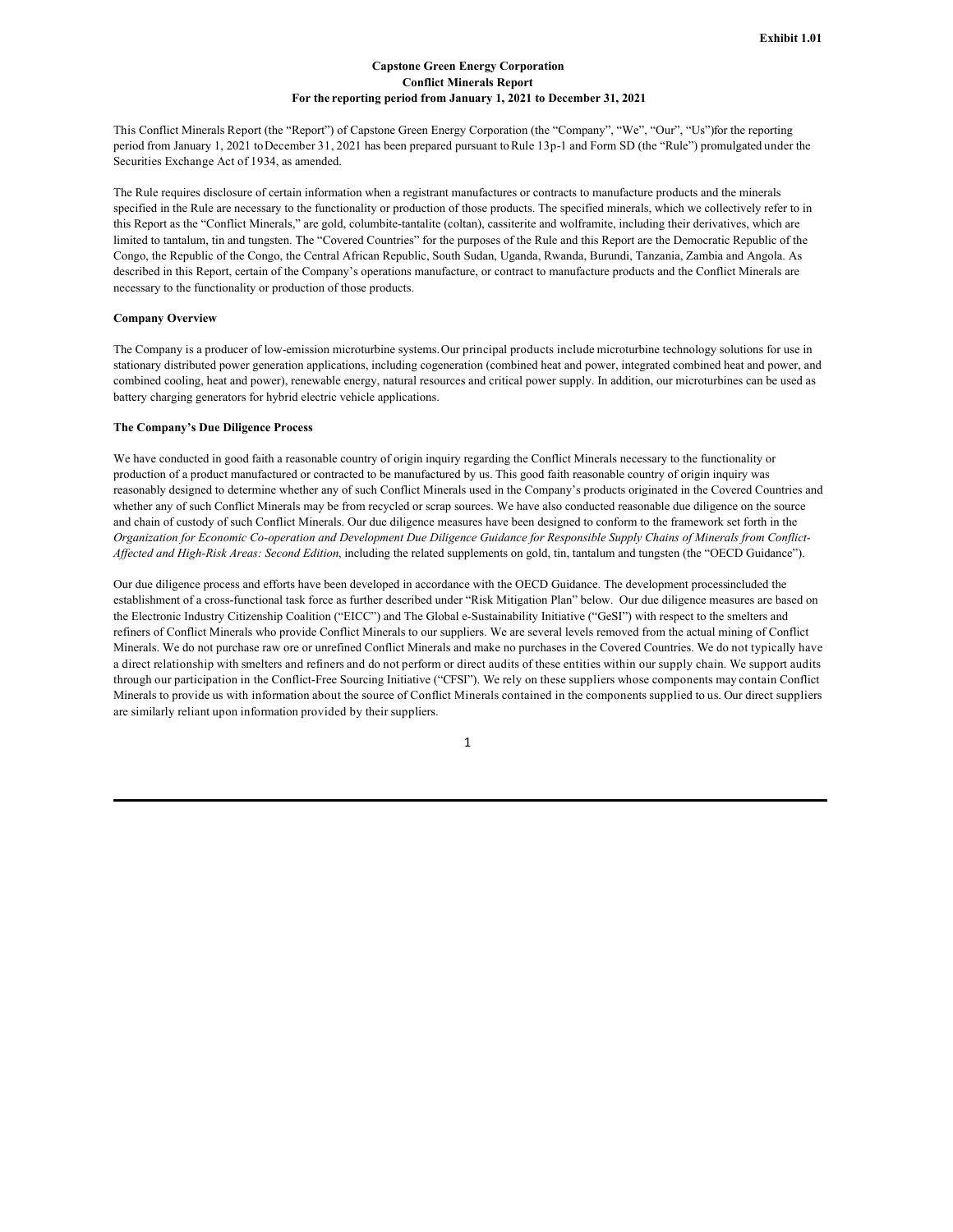Exhibit 1.01

**Capstone Green Energy Corporation**
**Conflict Minerals Report**
**For the reporting period from January 1, 2021 to December 31, 2021**

This Conflict Minerals Report (the "Report") of Capstone Green Energy Corporation (the "Company", "We", "Our", "Us")for the reporting period from January 1, 2021 to December 31, 2021 has been prepared pursuant to Rule 13p-1 and Form SD (the "Rule") promulgated under the Securities Exchange Act of 1934, as amended.

The Rule requires disclosure of certain information when a registrant manufactures or contracts to manufacture products and the minerals specified in the Rule are necessary to the functionality or production of those products. The specified minerals, which we collectively refer to in this Report as the "Conflict Minerals," are gold, columbite-tantalite (coltan), cassiterite and wolframite, including their derivatives, which are limited to tantalum, tin and tungsten. The "Covered Countries" for the purposes of the Rule and this Report are the Democratic Republic of the Congo, the Republic of the Congo, the Central African Republic, South Sudan, Uganda, Rwanda, Burundi, Tanzania, Zambia and Angola. As described in this Report, certain of the Company's operations manufacture, or contract to manufacture products and the Conflict Minerals are necessary to the functionality or production of those products.

**Company Overview**

The Company is a producer of low-emission microturbine systems. Our principal products include microturbine technology solutions for use in stationary distributed power generation applications, including cogeneration (combined heat and power, integrated combined heat and power, and combined cooling, heat and power), renewable energy, natural resources and critical power supply. In addition, our microturbines can be used as battery charging generators for hybrid electric vehicle applications.

**The Company's Due Diligence Process**

We have conducted in good faith a reasonable country of origin inquiry regarding the Conflict Minerals necessary to the functionality or production of a product manufactured or contracted to be manufactured by us. This good faith reasonable country of origin inquiry was reasonably designed to determine whether any of such Conflict Minerals used in the Company's products originated in the Covered Countries and whether any of such Conflict Minerals may be from recycled or scrap sources. We have also conducted reasonable due diligence on the source and chain of custody of such Conflict Minerals. Our due diligence measures have been designed to conform to the framework set forth in the *Organization for Economic Co-operation and Development Due Diligence Guidance for Responsible Supply Chains of Minerals from Conflict-Affected and High-Risk Areas: Second Edition*, including the related supplements on gold, tin, tantalum and tungsten (the "OECD Guidance").

Our due diligence process and efforts have been developed in accordance with the OECD Guidance. The development processincluded the establishment of a cross-functional task force as further described under "Risk Mitigation Plan" below. Our due diligence measures are based on the Electronic Industry Citizenship Coalition ("EICC") and The Global e-Sustainability Initiative ("GeSI") with respect to the smelters and refiners of Conflict Minerals who provide Conflict Minerals to our suppliers. We are several levels removed from the actual mining of Conflict Minerals. We do not purchase raw ore or unrefined Conflict Minerals and make no purchases in the Covered Countries. We do not typically have a direct relationship with smelters and refiners and do not perform or direct audits of these entities within our supply chain. We support audits through our participation in the Conflict-Free Sourcing Initiative ("CFSI"). We rely on these suppliers whose components may contain Conflict Minerals to provide us with information about the source of Conflict Minerals contained in the components supplied to us. Our direct suppliers are similarly reliant upon information provided by their suppliers.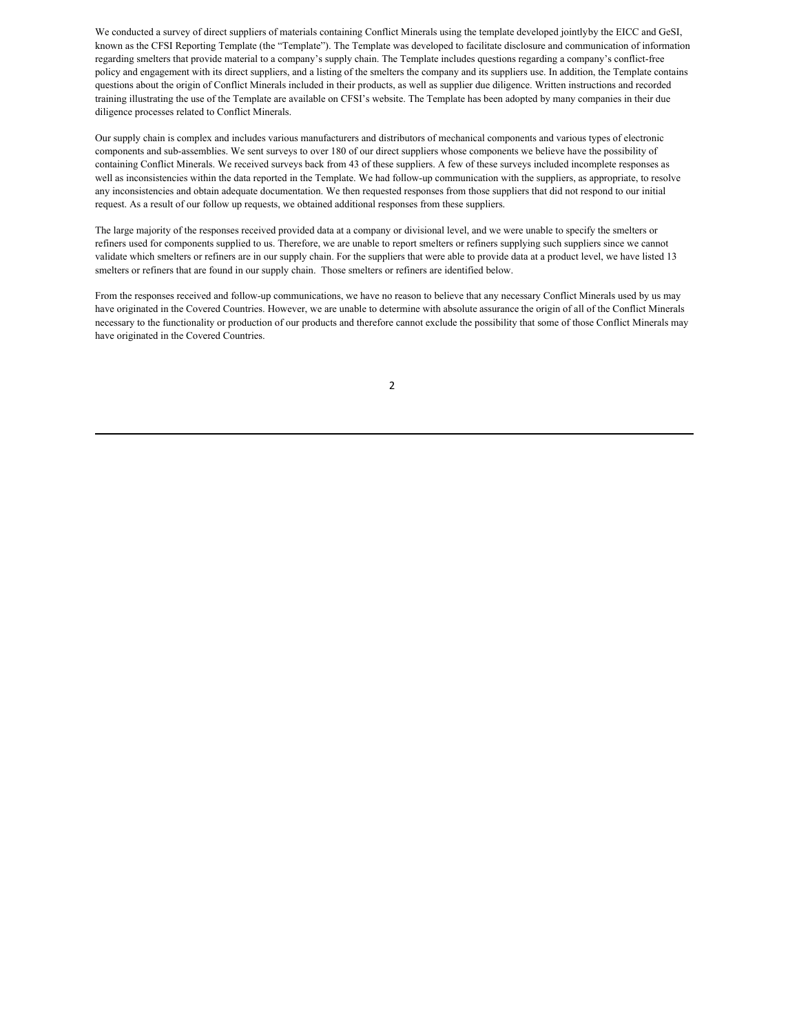We conducted a survey of direct suppliers of materials containing Conflict Minerals using the template developed jointlyby the EICC and GeSI, known as the CFSI Reporting Template (the "Template"). The Template was developed to facilitate disclosure and communication of information regarding smelters that provide material to a company's supply chain. The Template includes questions regarding a company's conflict-free policy and engagement with its direct suppliers, and a listing of the smelters the company and its suppliers use. In addition, the Template contains questions about the origin of Conflict Minerals included in their products, as well as supplier due diligence. Written instructions and recorded training illustrating the use of the Template are available on CFSI's website. The Template has been adopted by many companies in their due diligence processes related to Conflict Minerals.

Our supply chain is complex and includes various manufacturers and distributors of mechanical components and various types of electronic components and sub-assemblies. We sent surveys to over 180 of our direct suppliers whose components we believe have the possibility of containing Conflict Minerals. We received surveys back from 43 of these suppliers. A few of these surveys included incomplete responses as well as inconsistencies within the data reported in the Template. We had follow-up communication with the suppliers, as appropriate, to resolve any inconsistencies and obtain adequate documentation. We then requested responses from those suppliers that did not respond to our initial request. As a result of our follow up requests, we obtained additional responses from these suppliers.

The large majority of the responses received provided data at a company or divisional level, and we were unable to specify the smelters or refiners used for components supplied to us. Therefore, we are unable to report smelters or refiners supplying such suppliers since we cannot validate which smelters or refiners are in our supply chain. For the suppliers that were able to provide data at a product level, we have listed 13 smelters or refiners that are found in our supply chain. Those smelters or refiners are identified below.

From the responses received and follow-up communications, we have no reason to believe that any necessary Conflict Minerals used by us may have originated in the Covered Countries. However, we are unable to determine with absolute assurance the origin of all of the Conflict Minerals necessary to the functionality or production of our products and therefore cannot exclude the possibility that some of those Conflict Minerals may have originated in the Covered Countries.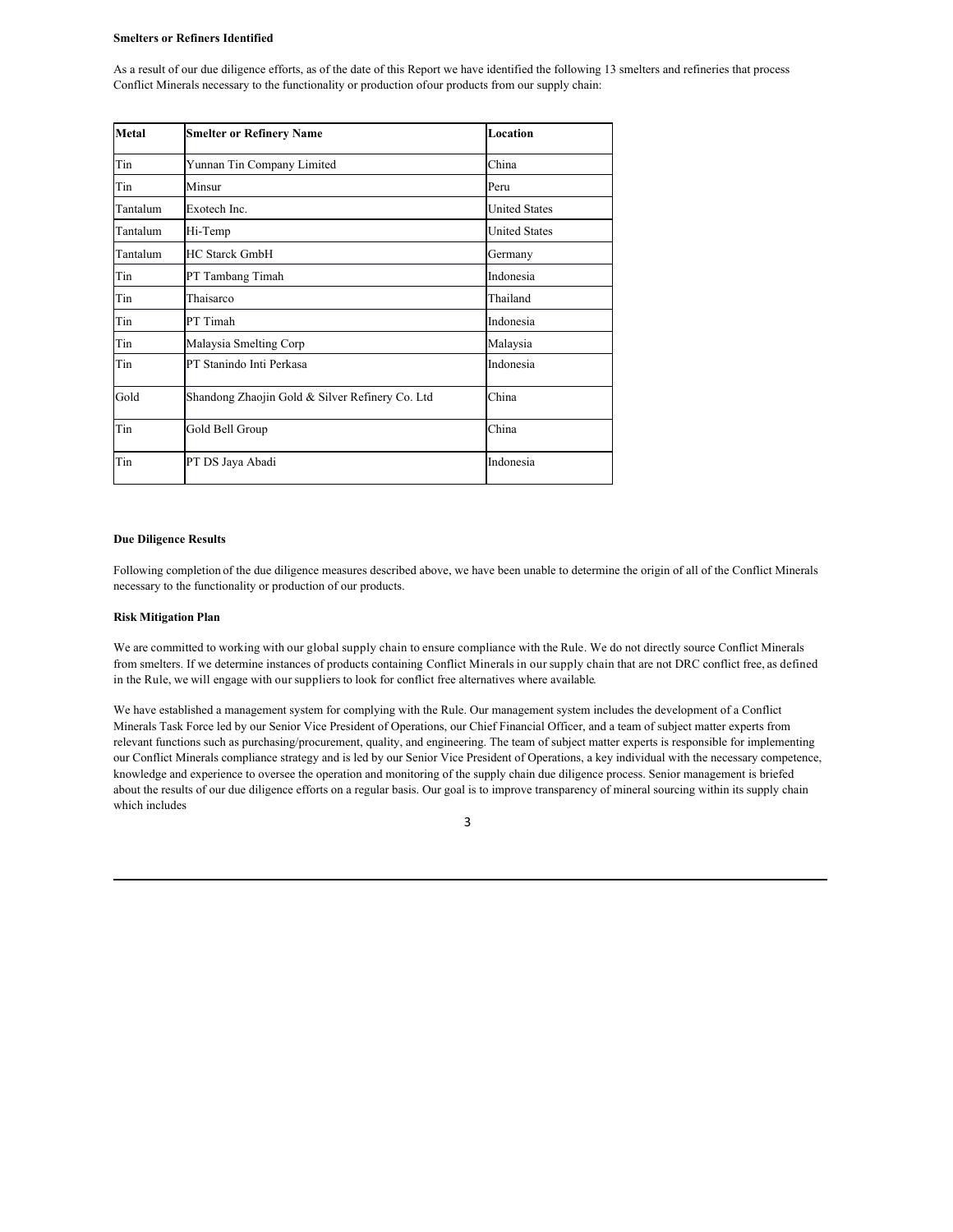**Smelters or Refiners Identified**

As a result of our due diligence efforts, as of the date of this Report we have identified the following 13 smelters and refineries that process Conflict Minerals necessary to the functionality or production ofour products from our supply chain:

| Metal | Smelter or Refinery Name | Location |
|---|---|---|
| Tin | Yunnan Tin Company Limited | China |
| Tin | Minsur | Peru |
| Tantalum | Exotech Inc. | United States |
| Tantalum | Hi-Temp | United States |
| Tantalum | HC Starck GmbH | Germany |
| Tin | PT Tambang Timah | Indonesia |
| Tin | Thaisarco | Thailand |
| Tin | PT Timah | Indonesia |
| Tin | Malaysia Smelting Corp | Malaysia |
| Tin | PT Stanindo Inti Perkasa | Indonesia |
| Gold | Shandong Zhaojin Gold & Silver Refinery Co. Ltd | China |
| Tin | Gold Bell Group | China |
| Tin | PT DS Jaya Abadi | Indonesia |

**Due Diligence Results**

Following completion of the due diligence measures described above, we have been unable to determine the origin of all of the Conflict Minerals necessary to the functionality or production of our products.

**Risk Mitigation Plan**

We are committed to working with our global supply chain to ensure compliance with the Rule. We do not directly source Conflict Minerals from smelters. If we determine instances of products containing Conflict Minerals in our supply chain that are not DRC conflict free, as defined in the Rule, we will engage with our suppliers to look for conflict free alternatives where available.

We have established a management system for complying with the Rule. Our management system includes the development of a Conflict Minerals Task Force led by our Senior Vice President of Operations, our Chief Financial Officer, and a team of subject matter experts from relevant functions such as purchasing/procurement, quality, and engineering. The team of subject matter experts is responsible for implementing our Conflict Minerals compliance strategy and is led by our Senior Vice President of Operations, a key individual with the necessary competence, knowledge and experience to oversee the operation and monitoring of the supply chain due diligence process. Senior management is briefed about the results of our due diligence efforts on a regular basis. Our goal is to improve transparency of mineral sourcing within its supply chain which includes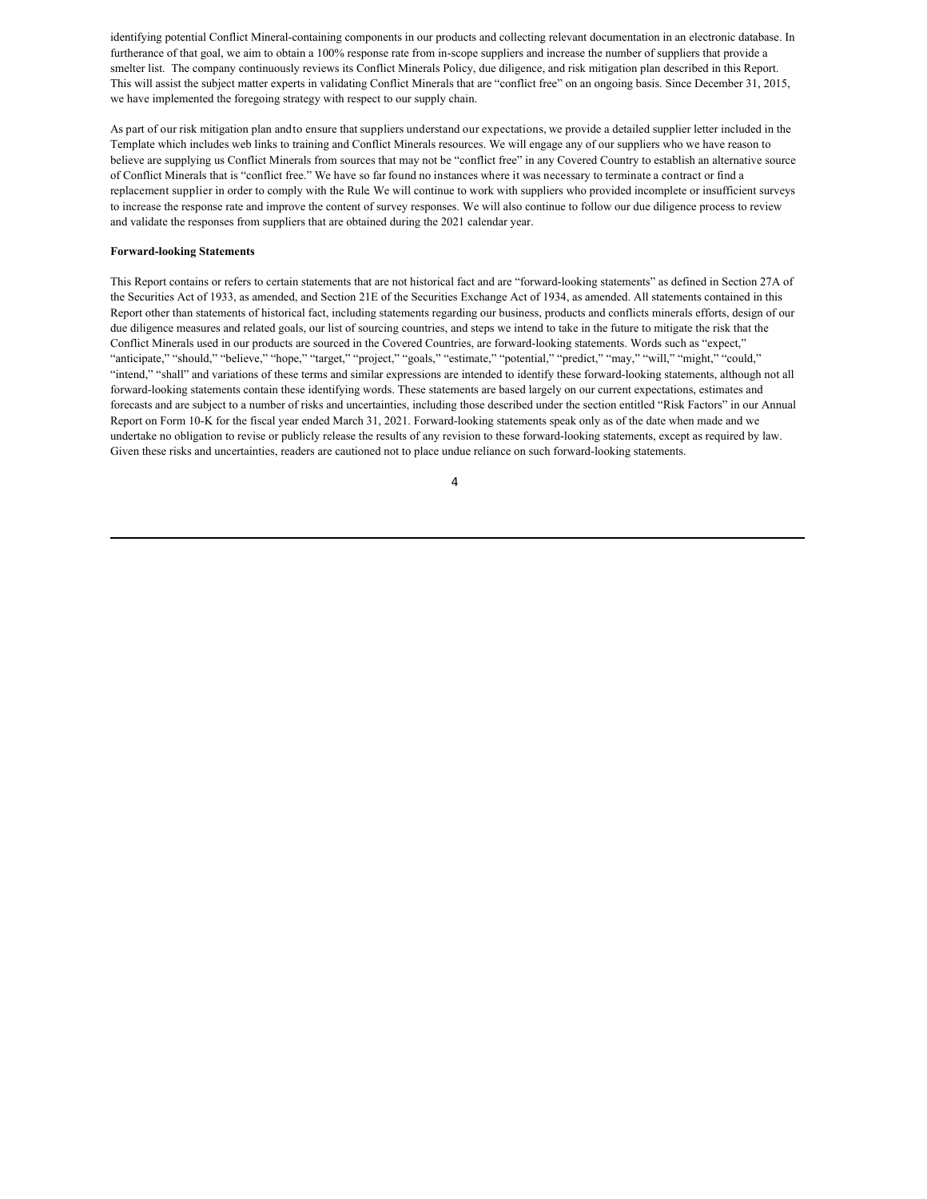identifying potential Conflict Mineral-containing components in our products and collecting relevant documentation in an electronic database. In furtherance of that goal, we aim to obtain a 100% response rate from in-scope suppliers and increase the number of suppliers that provide a smelter list. The company continuously reviews its Conflict Minerals Policy, due diligence, and risk mitigation plan described in this Report. This will assist the subject matter experts in validating Conflict Minerals that are "conflict free" on an ongoing basis. Since December 31, 2015, we have implemented the foregoing strategy with respect to our supply chain.

As part of our risk mitigation plan andto ensure that suppliers understand our expectations, we provide a detailed supplier letter included in the Template which includes web links to training and Conflict Minerals resources. We will engage any of our suppliers who we have reason to believe are supplying us Conflict Minerals from sources that may not be "conflict free" in any Covered Country to establish an alternative source of Conflict Minerals that is "conflict free." We have so far found no instances where it was necessary to terminate a contract or find a replacement supplier in order to comply with the Rule We will continue to work with suppliers who provided incomplete or insufficient surveys to increase the response rate and improve the content of survey responses. We will also continue to follow our due diligence process to review and validate the responses from suppliers that are obtained during the 2021 calendar year.

**Forward-looking Statements**

This Report contains or refers to certain statements that are not historical fact and are "forward-looking statements" as defined in Section 27A of the Securities Act of 1933, as amended, and Section 21E of the Securities Exchange Act of 1934, as amended. All statements contained in this Report other than statements of historical fact, including statements regarding our business, products and conflicts minerals efforts, design of our due diligence measures and related goals, our list of sourcing countries, and steps we intend to take in the future to mitigate the risk that the Conflict Minerals used in our products are sourced in the Covered Countries, are forward-looking statements. Words such as "expect," "anticipate," "should," "believe," "hope," "target," "project," "goals," "estimate," "potential," "predict," "may," "will," "might," "could," "intend," "shall" and variations of these terms and similar expressions are intended to identify these forward-looking statements, although not all forward-looking statements contain these identifying words. These statements are based largely on our current expectations, estimates and forecasts and are subject to a number of risks and uncertainties, including those described under the section entitled "Risk Factors" in our Annual Report on Form 10-K for the fiscal year ended March 31, 2021. Forward-looking statements speak only as of the date when made and we undertake no obligation to revise or publicly release the results of any revision to these forward-looking statements, except as required by law. Given these risks and uncertainties, readers are cautioned not to place undue reliance on such forward-looking statements.